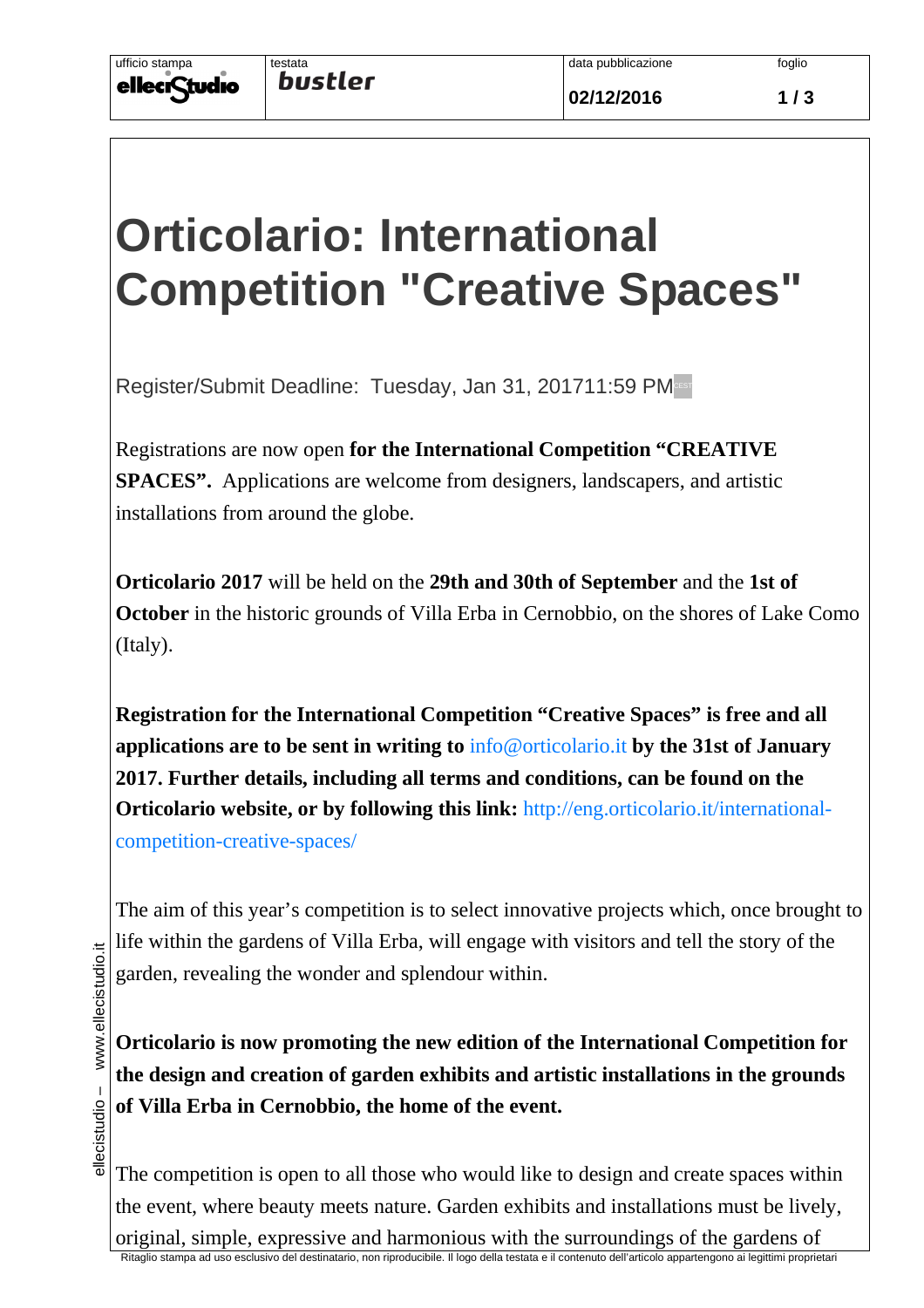# Orticolario: International Competition "Creative Spaces"

Register/Submit Deadline: Tuesday, Jan 31, 201711:59 PM CEST

Registrations are now open **for the International Competition "CREATIVE SPACES".** Applications are welcome from designers, landscapers, and artistic installations from around the globe.

**Orticolario 2017** will be held on the **29th and 30th of September** and the **1st of October** in the historic grounds of Villa Erba in Cernobbio, on the shores of Lake Como (Italy).

**Registration for the International Competition "Creative Spaces" is free and all applications are to be sent in writing to** info@orticolario.it **by the 31st of January 2017. Further details, including all terms and conditions, can be found on the Orticolario website, or by following this link:** http://eng.orticolario.it/international-competition-creative-spaces/

The aim of this year's competition is to select innovative projects which, once brought to life within the gardens of Villa Erba, will engage with visitors and tell the story of the garden, revealing the wonder and splendour within.

**Orticolario is now promoting the new edition of the International Competition for the design and creation of garden exhibits and artistic installations in the grounds of Villa Erba in Cernobbio, the home of the event.**

The competition is open to all those who would like to design and create spaces within the event, where beauty meets nature. Garden exhibits and installations must be lively, original, simple, expressive and harmonious with the surroundings of the gardens of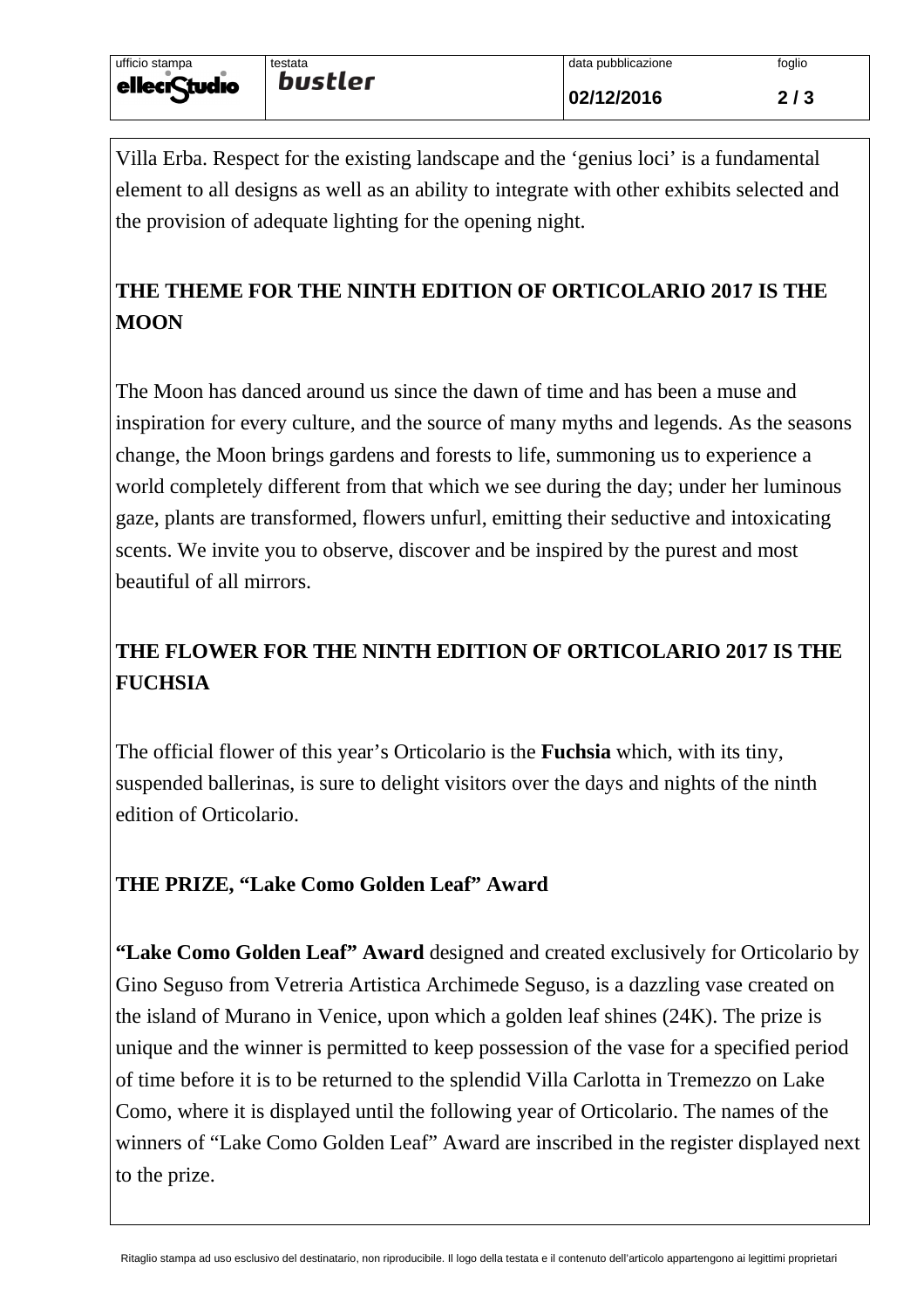Villa Erba. Respect for the existing landscape and the 'genius loci' is a fundamental element to all designs as well as an ability to integrate with other exhibits selected and the provision of adequate lighting for the opening night.

## THE THEME FOR THE NINTH EDITION OF ORTICOLARIO 2017 IS THE MOON

The Moon has danced around us since the dawn of time and has been a muse and inspiration for every culture, and the source of many myths and legends. As the seasons change, the Moon brings gardens and forests to life, summoning us to experience a world completely different from that which we see during the day; under her luminous gaze, plants are transformed, flowers unfurl, emitting their seductive and intoxicating scents. We invite you to observe, discover and be inspired by the purest and most beautiful of all mirrors.

## THE FLOWER FOR THE NINTH EDITION OF ORTICOLARIO 2017 IS THE FUCHSIA

The official flower of this year's Orticolario is the **Fuchsia** which, with its tiny, suspended ballerinas, is sure to delight visitors over the days and nights of the ninth edition of Orticolario.

## THE PRIZE, "Lake Como Golden Leaf" Award

**"Lake Como Golden Leaf" Award** designed and created exclusively for Orticolario by Gino Seguso from Vetreria Artistica Archimede Seguso, is a dazzling vase created on the island of Murano in Venice, upon which a golden leaf shines (24K). The prize is unique and the winner is permitted to keep possession of the vase for a specified period of time before it is to be returned to the splendid Villa Carlotta in Tremezzo on Lake Como, where it is displayed until the following year of Orticolario. The names of the winners of "Lake Como Golden Leaf" Award are inscribed in the register displayed next to the prize.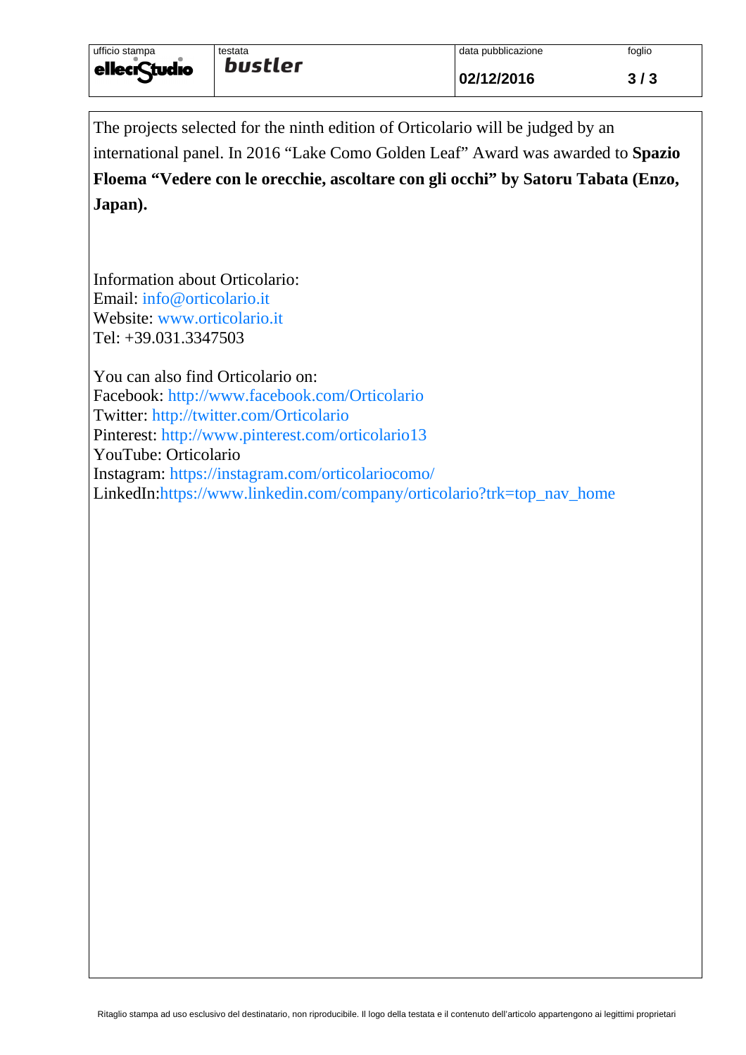The projects selected for the ninth edition of Orticolario will be judged by an international panel. In 2016 “Lake Como Golden Leaf” Award was awarded to **Spazio Floema “Vedere con le orecchie, ascoltare con gli occhi” by Satoru Tabata (Enzo, Japan).**

Information about Orticolario:
Email: info@orticolario.it
Website: www.orticolario.it
Tel: +39.031.3347503

You can also find Orticolario on:
Facebook: http://www.facebook.com/Orticolario
Twitter: http://twitter.com/Orticolario
Pinterest: http://www.pinterest.com/orticolario13
YouTube: Orticolario
Instagram: https://instagram.com/orticolariocomo/
LinkedIn:https://www.linkedin.com/company/orticolario?trk=top_nav_home